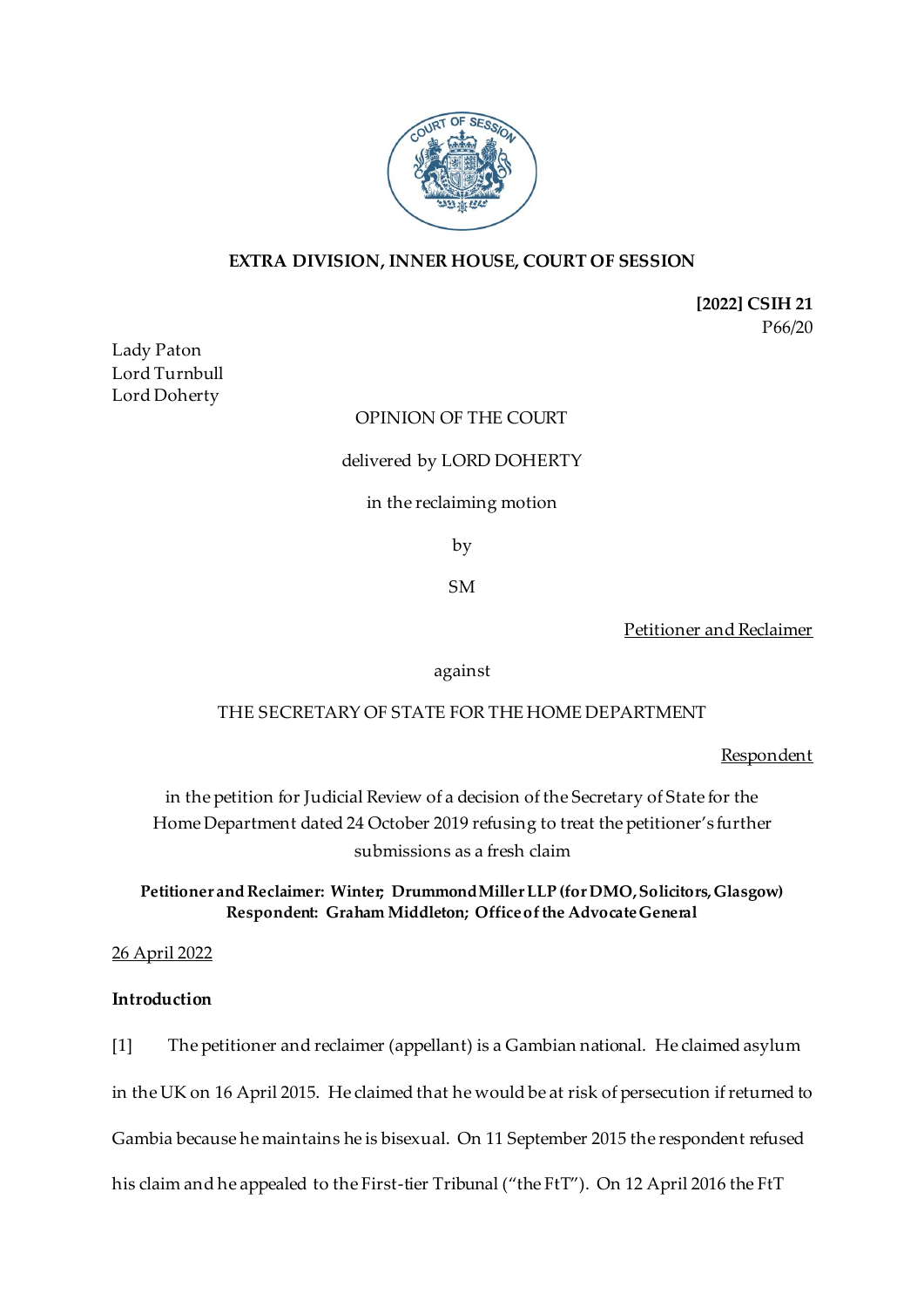**EXTRA DIVISION, INNER HOUSE, COURT OF SESSION**

**[2022] CSIH 21**
P66/20

Lady Paton
Lord Turnbull
Lord Doherty

OPINION OF THE COURT

delivered by LORD DOHERTY

in the reclaiming motion

by

SM

Petitioner and Reclaimer

against

THE SECRETARY OF STATE FOR THE HOME DEPARTMENT

Respondent

in the petition for Judicial Review of a decision of the Secretary of State for the Home Department dated 24 October 2019 refusing to treat the petitioner's further submissions as a fresh claim

**Petitioner and Reclaimer: Winter; Drummond Miller LLP (for DMO, Solicitors, Glasgow)**
**Respondent: Graham Middleton; Office of the Advocate General**

26 April 2022

**Introduction**

[1] The petitioner and reclaimer (appellant) is a Gambian national. He claimed asylum in the UK on 16 April 2015. He claimed that he would be at risk of persecution if returned to Gambia because he maintains he is bisexual. On 11 September 2015 the respondent refused his claim and he appealed to the First-tier Tribunal ("the FtT"). On 12 April 2016 the FtT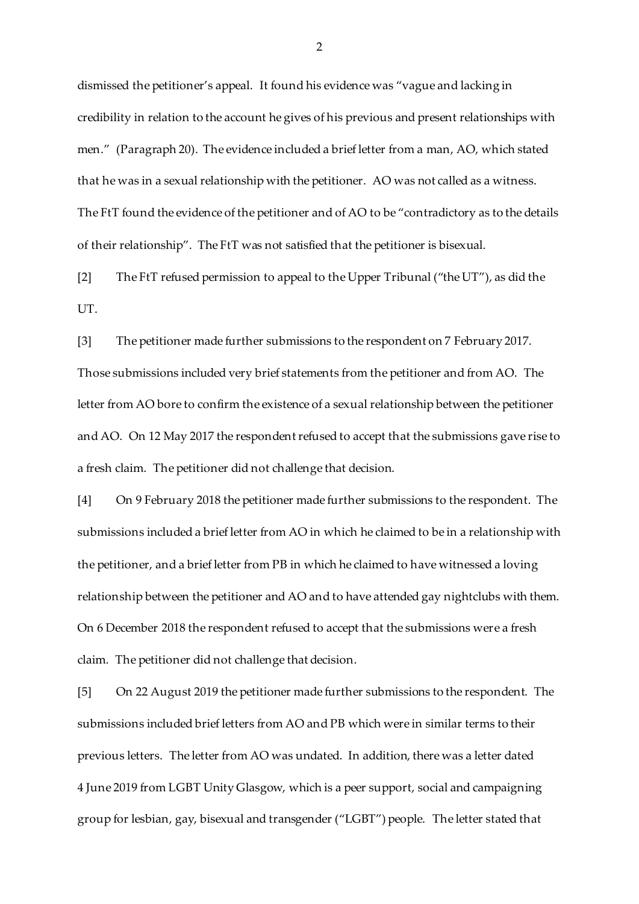dismissed the petitioner's appeal. It found his evidence was "vague and lacking in credibility in relation to the account he gives of his previous and present relationships with men." (Paragraph 20). The evidence included a brief letter from a man, AO, which stated that he was in a sexual relationship with the petitioner. AO was not called as a witness. The FtT found the evidence of the petitioner and of AO to be "contradictory as to the details of their relationship". The FtT was not satisfied that the petitioner is bisexual.

[2] The FtT refused permission to appeal to the Upper Tribunal ("the UT"), as did the UT.

[3] The petitioner made further submissions to the respondent on 7 February 2017. Those submissions included very brief statements from the petitioner and from AO. The letter from AO bore to confirm the existence of a sexual relationship between the petitioner and AO. On 12 May 2017 the respondent refused to accept that the submissions gave rise to a fresh claim. The petitioner did not challenge that decision.

[4] On 9 February 2018 the petitioner made further submissions to the respondent. The submissions included a brief letter from AO in which he claimed to be in a relationship with the petitioner, and a brief letter from PB in which he claimed to have witnessed a loving relationship between the petitioner and AO and to have attended gay nightclubs with them. On 6 December 2018 the respondent refused to accept that the submissions were a fresh claim. The petitioner did not challenge that decision.

[5] On 22 August 2019 the petitioner made further submissions to the respondent. The submissions included brief letters from AO and PB which were in similar terms to their previous letters. The letter from AO was undated. In addition, there was a letter dated 4 June 2019 from LGBT Unity Glasgow, which is a peer support, social and campaigning group for lesbian, gay, bisexual and transgender ("LGBT") people. The letter stated that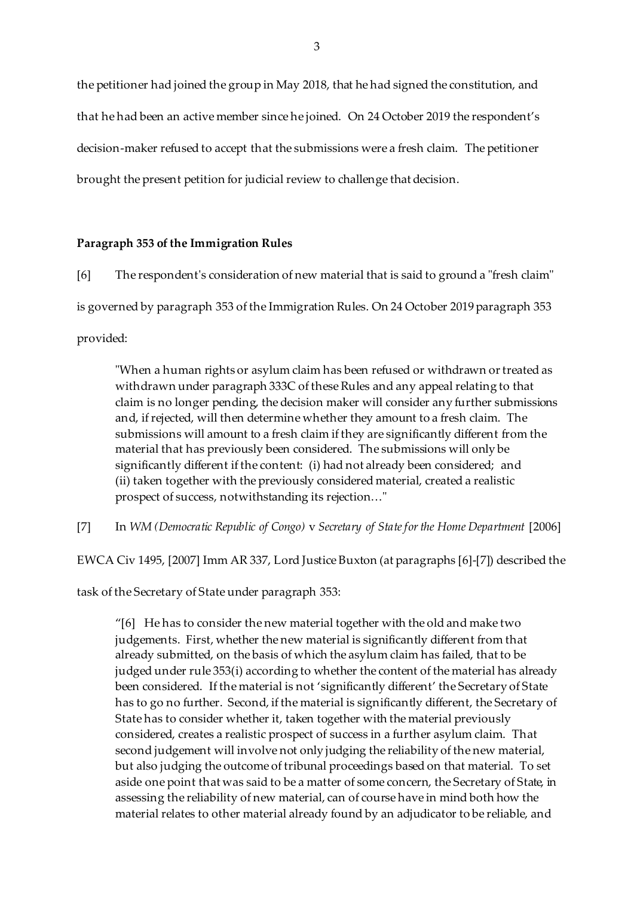the petitioner had joined the group in May 2018, that he had signed the constitution, and that he had been an active member since he joined. On 24 October 2019 the respondent's decision-maker refused to accept that the submissions were a fresh claim. The petitioner brought the present petition for judicial review to challenge that decision.

**Paragraph 353 of the Immigration Rules**

[6] The respondent's consideration of new material that is said to ground a "fresh claim" is governed by paragraph 353 of the Immigration Rules. On 24 October 2019 paragraph 353 provided:

> "When a human rights or asylum claim has been refused or withdrawn or treated as withdrawn under paragraph 333C of these Rules and any appeal relating to that claim is no longer pending, the decision maker will consider any further submissions and, if rejected, will then determine whether they amount to a fresh claim. The submissions will amount to a fresh claim if they are significantly different from the material that has previously been considered. The submissions will only be significantly different if the content: (i) had not already been considered; and (ii) taken together with the previously considered material, created a realistic prospect of success, notwithstanding its rejection…"

[7] In *WM (Democratic Republic of Congo)* v *Secretary of State for the Home Department* [2006] EWCA Civ 1495, [2007] Imm AR 337, Lord Justice Buxton (at paragraphs [6]-[7]) described the task of the Secretary of State under paragraph 353:

> "[6] He has to consider the new material together with the old and make two judgements. First, whether the new material is significantly different from that already submitted, on the basis of which the asylum claim has failed, that to be judged under rule 353(i) according to whether the content of the material has already been considered. If the material is not 'significantly different' the Secretary of State has to go no further. Second, if the material is significantly different, the Secretary of State has to consider whether it, taken together with the material previously considered, creates a realistic prospect of success in a further asylum claim. That second judgement will involve not only judging the reliability of the new material, but also judging the outcome of tribunal proceedings based on that material. To set aside one point that was said to be a matter of some concern, the Secretary of State, in assessing the reliability of new material, can of course have in mind both how the material relates to other material already found by an adjudicator to be reliable, and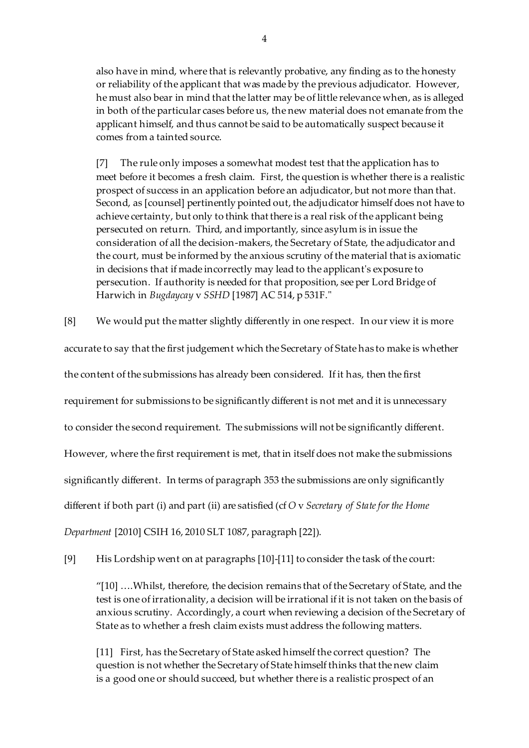also have in mind, where that is relevantly probative, any finding as to the honesty or reliability of the applicant that was made by the previous adjudicator. However, he must also bear in mind that the latter may be of little relevance when, as is alleged in both of the particular cases before us, the new material does not emanate from the applicant himself, and thus cannot be said to be automatically suspect because it comes from a tainted source.

> [7] The rule only imposes a somewhat modest test that the application has to meet before it becomes a fresh claim. First, the question is whether there is a realistic prospect of success in an application before an adjudicator, but not more than that. Second, as [counsel] pertinently pointed out, the adjudicator himself does not have to achieve certainty, but only to think that there is a real risk of the applicant being persecuted on return. Third, and importantly, since asylum is in issue the consideration of all the decision-makers, the Secretary of State, the adjudicator and the court, must be informed by the anxious scrutiny of the material that is axiomatic in decisions that if made incorrectly may lead to the applicant's exposure to persecution. If authority is needed for that proposition, see per Lord Bridge of Harwich in *Bugdaycay* v *SSHD* [1987] AC 514, p 531F."

[8] We would put the matter slightly differently in one respect. In our view it is more accurate to say that the first judgement which the Secretary of State has to make is whether the content of the submissions has already been considered. If it has, then the first requirement for submissions to be significantly different is not met and it is unnecessary to consider the second requirement. The submissions will not be significantly different. However, where the first requirement is met, that in itself does not make the submissions significantly different. In terms of paragraph 353 the submissions are only significantly different if both part (i) and part (ii) are satisfied (cf *O* v *Secretary of State for the Home Department* [2010] CSIH 16, 2010 SLT 1087, paragraph [22]).

[9] His Lordship went on at paragraphs [10]-[11] to consider the task of the court:

> "[10] ….Whilst, therefore, the decision remains that of the Secretary of State, and the test is one of irrationality, a decision will be irrational if it is not taken on the basis of anxious scrutiny. Accordingly, a court when reviewing a decision of the Secretary of State as to whether a fresh claim exists must address the following matters.
>
> [11] First, has the Secretary of State asked himself the correct question? The question is not whether the Secretary of State himself thinks that the new claim is a good one or should succeed, but whether there is a realistic prospect of an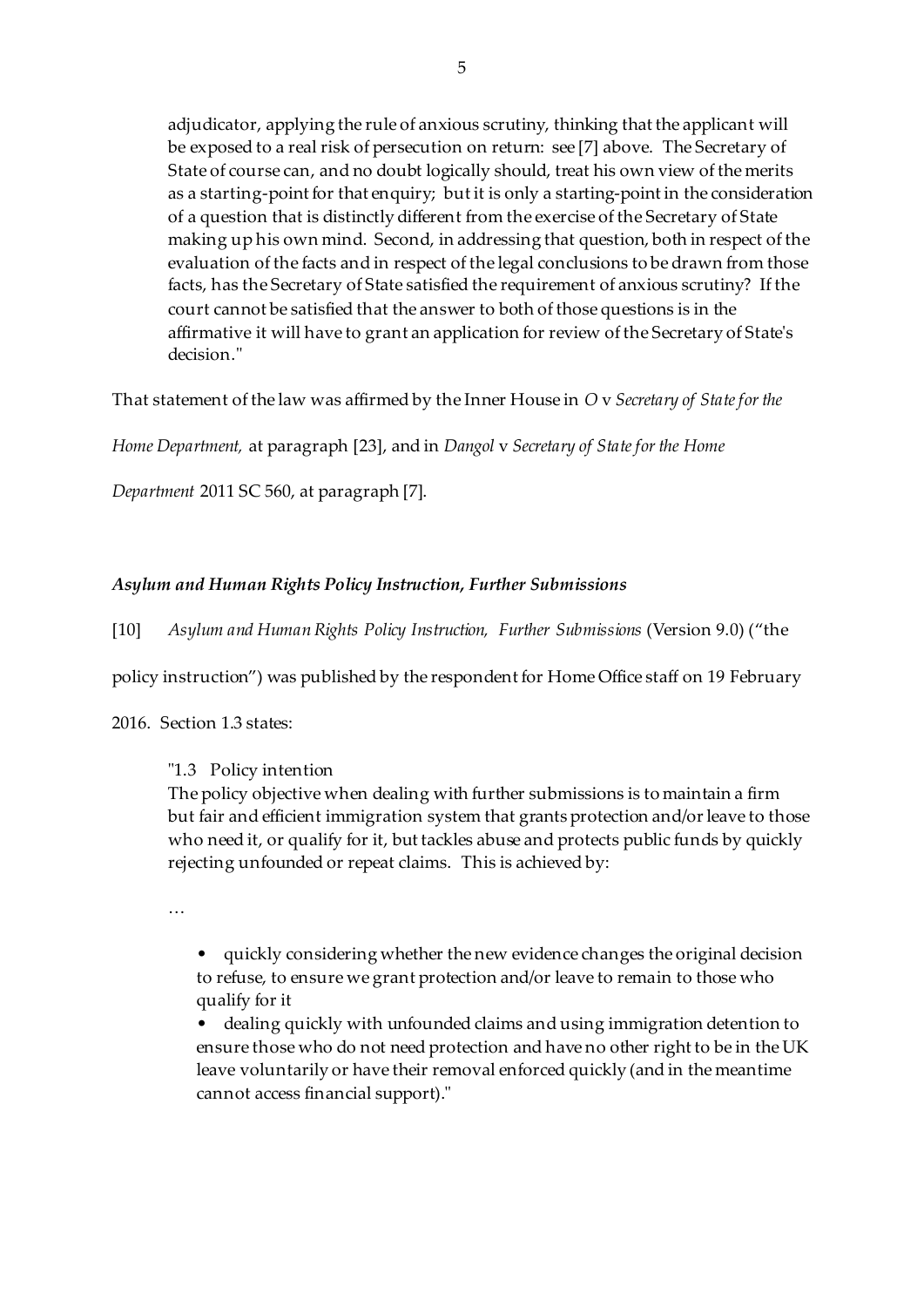> adjudicator, applying the rule of anxious scrutiny, thinking that the applicant will be exposed to a real risk of persecution on return: see [7] above. The Secretary of State of course can, and no doubt logically should, treat his own view of the merits as a starting-point for that enquiry; but it is only a starting-point in the consideration of a question that is distinctly different from the exercise of the Secretary of State making up his own mind. Second, in addressing that question, both in respect of the evaluation of the facts and in respect of the legal conclusions to be drawn from those facts, has the Secretary of State satisfied the requirement of anxious scrutiny? If the court cannot be satisfied that the answer to both of those questions is in the affirmative it will have to grant an application for review of the Secretary of State's decision."

That statement of the law was affirmed by the Inner House in *O* v *Secretary of State for the Home Department,* at paragraph [23], and in *Dangol* v *Secretary of State for the Home Department* 2011 SC 560, at paragraph [7].

### *Asylum and Human Rights Policy Instruction, Further Submissions*

[10] *Asylum and Human Rights Policy Instruction, Further Submissions* (Version 9.0) ("the policy instruction") was published by the respondent for Home Office staff on 19 February 2016. Section 1.3 states:

> "1.3 Policy intention
> The policy objective when dealing with further submissions is to maintain a firm but fair and efficient immigration system that grants protection and/or leave to those who need it, or qualify for it, but tackles abuse and protects public funds by quickly rejecting unfounded or repeat claims. This is achieved by:
>
> …
>
> - quickly considering whether the new evidence changes the original decision to refuse, to ensure we grant protection and/or leave to remain to those who qualify for it
> - dealing quickly with unfounded claims and using immigration detention to ensure those who do not need protection and have no other right to be in the UK leave voluntarily or have their removal enforced quickly (and in the meantime cannot access financial support)."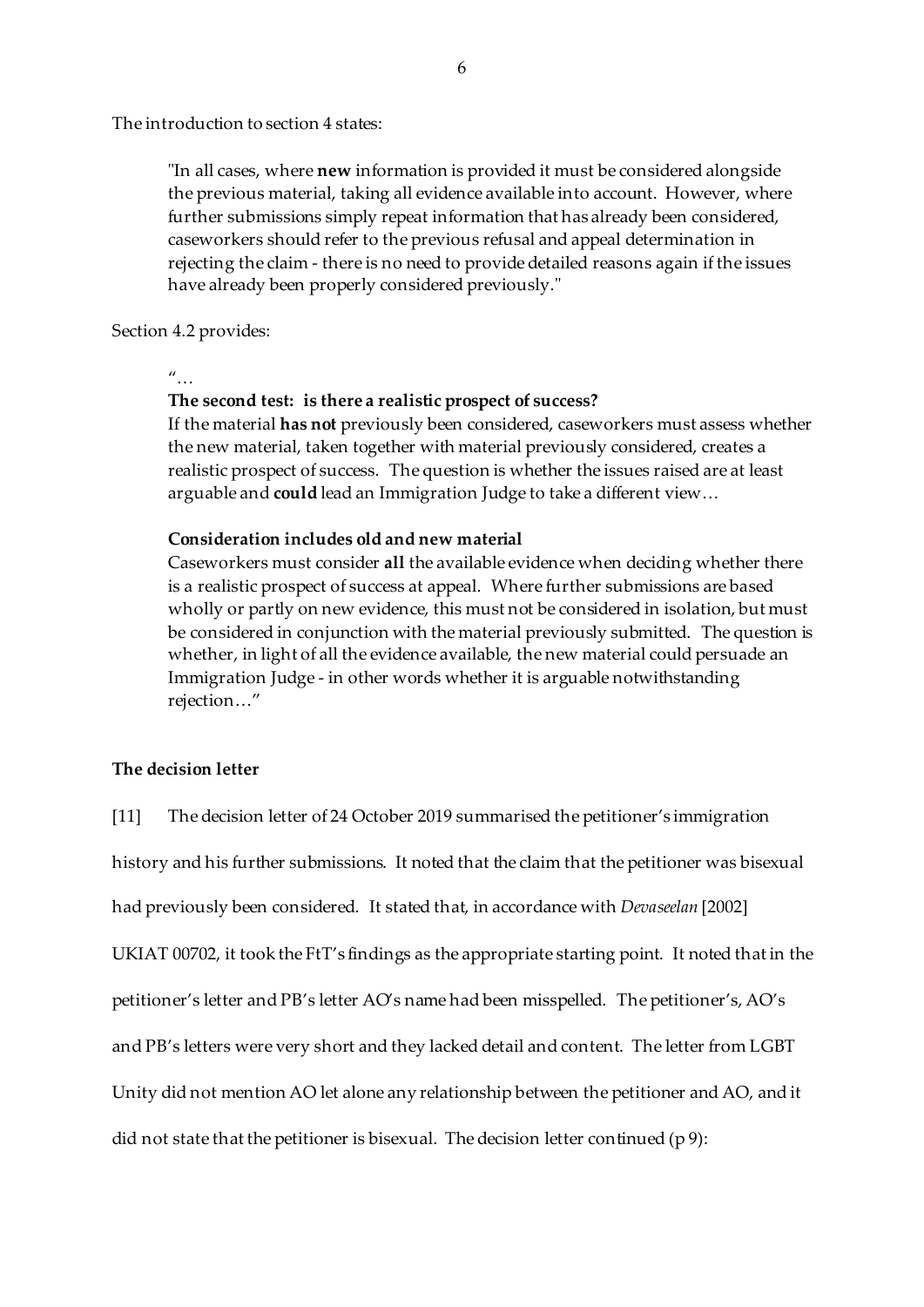The introduction to section 4 states:

> "In all cases, where **new** information is provided it must be considered alongside the previous material, taking all evidence available into account. However, where further submissions simply repeat information that has already been considered, caseworkers should refer to the previous refusal and appeal determination in rejecting the claim - there is no need to provide detailed reasons again if the issues have already been properly considered previously."

Section 4.2 provides:

> "…
>
> **The second test: is there a realistic prospect of success?**
>
> If the material **has not** previously been considered, caseworkers must assess whether the new material, taken together with material previously considered, creates a realistic prospect of success. The question is whether the issues raised are at least arguable and **could** lead an Immigration Judge to take a different view…
>
> **Consideration includes old and new material**
>
> Caseworkers must consider **all** the available evidence when deciding whether there is a realistic prospect of success at appeal. Where further submissions are based wholly or partly on new evidence, this must not be considered in isolation, but must be considered in conjunction with the material previously submitted. The question is whether, in light of all the evidence available, the new material could persuade an Immigration Judge - in other words whether it is arguable notwithstanding rejection…"

**The decision letter**

[11] The decision letter of 24 October 2019 summarised the petitioner's immigration history and his further submissions. It noted that the claim that the petitioner was bisexual had previously been considered. It stated that, in accordance with *Devaseelan* [2002] UKIAT 00702, it took the FtT's findings as the appropriate starting point. It noted that in the petitioner's letter and PB's letter AO's name had been misspelled. The petitioner's, AO's and PB's letters were very short and they lacked detail and content. The letter from LGBT Unity did not mention AO let alone any relationship between the petitioner and AO, and it did not state that the petitioner is bisexual. The decision letter continued (p 9):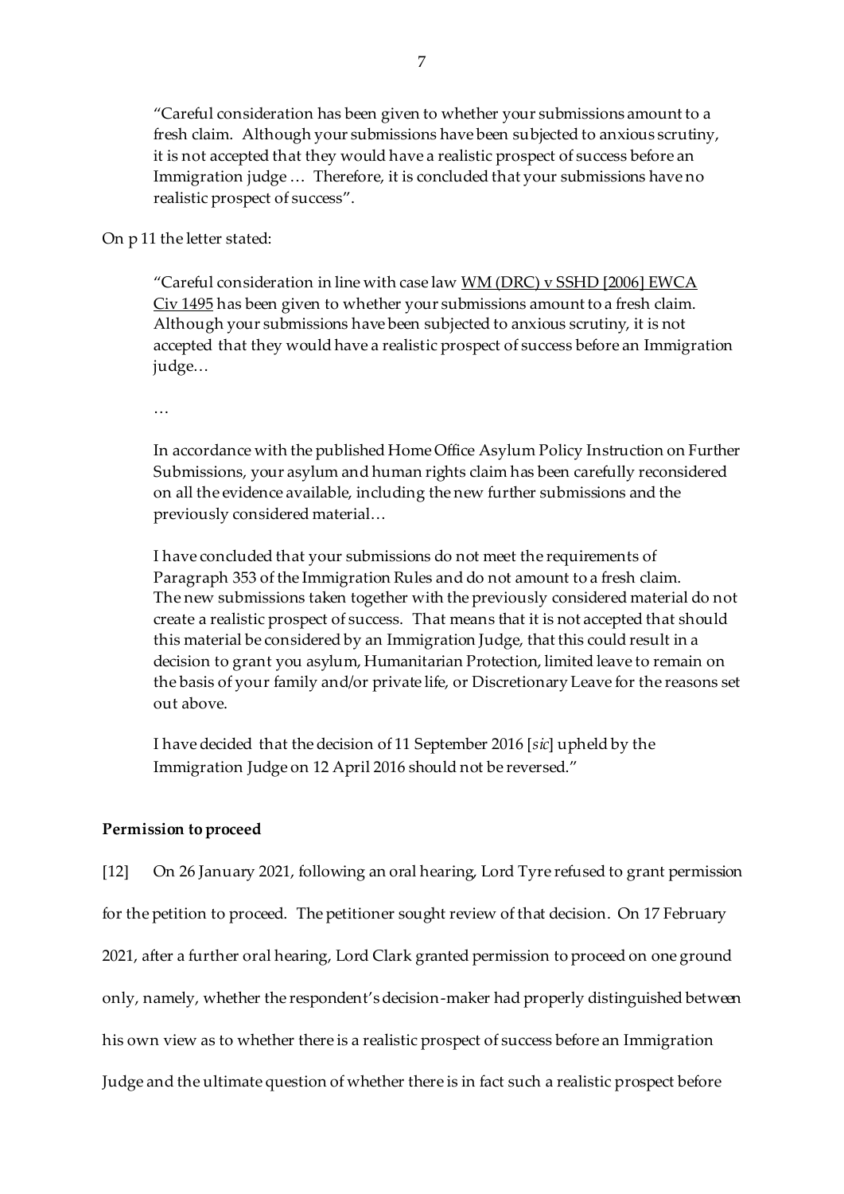> "Careful consideration has been given to whether your submissions amount to a fresh claim. Although your submissions have been subjected to anxious scrutiny, it is not accepted that they would have a realistic prospect of success before an Immigration judge … Therefore, it is concluded that your submissions have no realistic prospect of success".

On p 11 the letter stated:

> "Careful consideration in line with case law WM (DRC) v SSHD [2006] EWCA Civ 1495 has been given to whether your submissions amount to a fresh claim. Although your submissions have been subjected to anxious scrutiny, it is not accepted that they would have a realistic prospect of success before an Immigration judge…
>
> …
>
> In accordance with the published Home Office Asylum Policy Instruction on Further Submissions, your asylum and human rights claim has been carefully reconsidered on all the evidence available, including the new further submissions and the previously considered material…
>
> I have concluded that your submissions do not meet the requirements of Paragraph 353 of the Immigration Rules and do not amount to a fresh claim. The new submissions taken together with the previously considered material do not create a realistic prospect of success. That means that it is not accepted that should this material be considered by an Immigration Judge, that this could result in a decision to grant you asylum, Humanitarian Protection, limited leave to remain on the basis of your family and/or private life, or Discretionary Leave for the reasons set out above.
>
> I have decided that the decision of 11 September 2016 [*sic*] upheld by the Immigration Judge on 12 April 2016 should not be reversed."

**Permission to proceed**

[12] On 26 January 2021, following an oral hearing, Lord Tyre refused to grant permission for the petition to proceed. The petitioner sought review of that decision. On 17 February 2021, after a further oral hearing, Lord Clark granted permission to proceed on one ground only, namely, whether the respondent's decision-maker had properly distinguished between his own view as to whether there is a realistic prospect of success before an Immigration Judge and the ultimate question of whether there is in fact such a realistic prospect before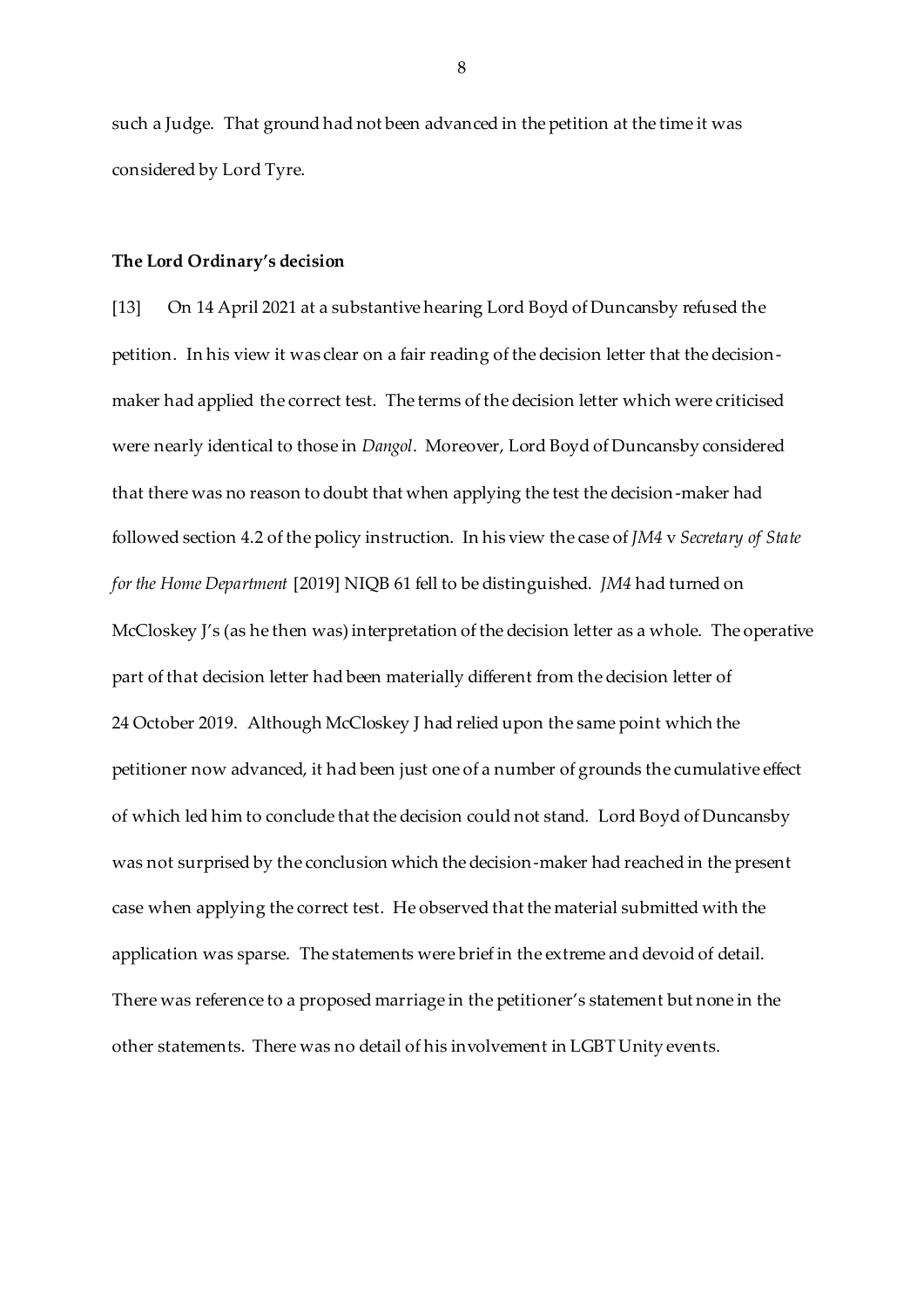such a Judge. That ground had not been advanced in the petition at the time it was considered by Lord Tyre.

**The Lord Ordinary's decision**

[13] On 14 April 2021 at a substantive hearing Lord Boyd of Duncansby refused the petition. In his view it was clear on a fair reading of the decision letter that the decision-maker had applied the correct test. The terms of the decision letter which were criticised were nearly identical to those in *Dangol*. Moreover, Lord Boyd of Duncansby considered that there was no reason to doubt that when applying the test the decision-maker had followed section 4.2 of the policy instruction. In his view the case of *JM4* v *Secretary of State for the Home Department* [2019] NIQB 61 fell to be distinguished. *JM4* had turned on McCloskey J's (as he then was) interpretation of the decision letter as a whole. The operative part of that decision letter had been materially different from the decision letter of 24 October 2019. Although McCloskey J had relied upon the same point which the petitioner now advanced, it had been just one of a number of grounds the cumulative effect of which led him to conclude that the decision could not stand. Lord Boyd of Duncansby was not surprised by the conclusion which the decision-maker had reached in the present case when applying the correct test. He observed that the material submitted with the application was sparse. The statements were brief in the extreme and devoid of detail. There was reference to a proposed marriage in the petitioner's statement but none in the other statements. There was no detail of his involvement in LGBT Unity events.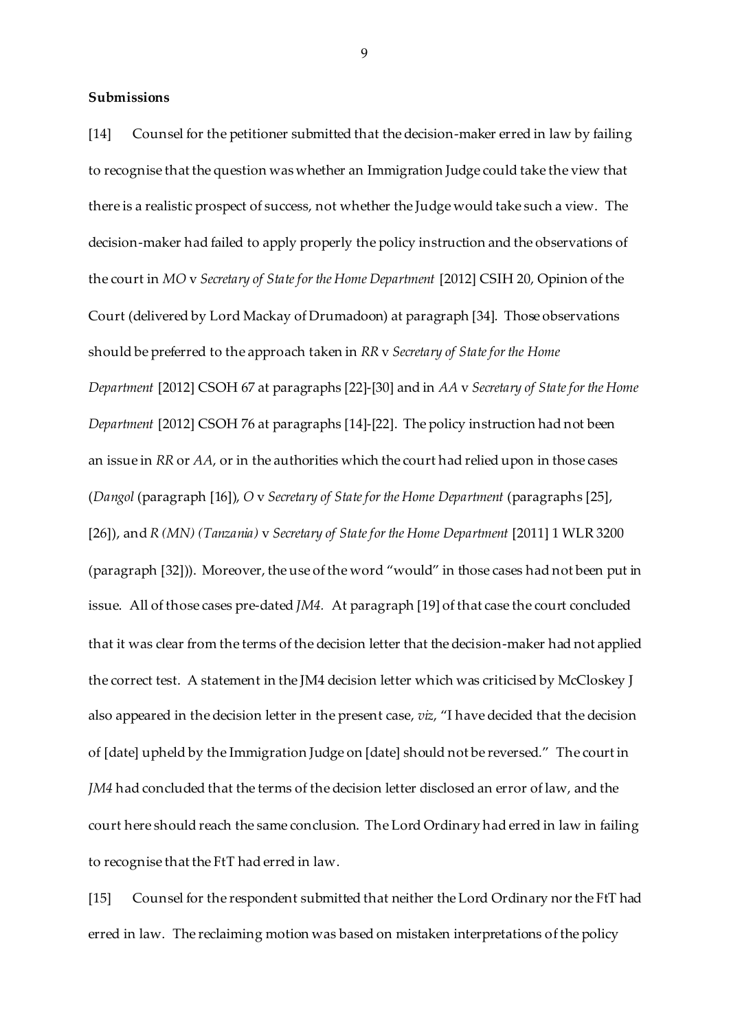**Submissions**

[14] Counsel for the petitioner submitted that the decision-maker erred in law by failing to recognise that the question was whether an Immigration Judge could take the view that there is a realistic prospect of success, not whether the Judge would take such a view. The decision-maker had failed to apply properly the policy instruction and the observations of the court in *MO* v *Secretary of State for the Home Department* [2012] CSIH 20, Opinion of the Court (delivered by Lord Mackay of Drumadoon) at paragraph [34]. Those observations should be preferred to the approach taken in *RR* v *Secretary of State for the Home Department* [2012] CSOH 67 at paragraphs [22]-[30] and in *AA* v *Secretary of State for the Home Department* [2012] CSOH 76 at paragraphs [14]-[22]. The policy instruction had not been an issue in *RR* or *AA*, or in the authorities which the court had relied upon in those cases (*Dangol* (paragraph [16]), *O* v *Secretary of State for the Home Department* (paragraphs [25], [26]), and *R (MN) (Tanzania)* v *Secretary of State for the Home Department* [2011] 1 WLR 3200 (paragraph [32])). Moreover, the use of the word "would" in those cases had not been put in issue. All of those cases pre-dated *JM4.* At paragraph [19] of that case the court concluded that it was clear from the terms of the decision letter that the decision-maker had not applied the correct test. A statement in the JM4 decision letter which was criticised by McCloskey J also appeared in the decision letter in the present case, *viz*, "I have decided that the decision of [date] upheld by the Immigration Judge on [date] should not be reversed." The court in *JM4* had concluded that the terms of the decision letter disclosed an error of law, and the court here should reach the same conclusion. The Lord Ordinary had erred in law in failing to recognise that the FtT had erred in law.

[15] Counsel for the respondent submitted that neither the Lord Ordinary nor the FtT had erred in law. The reclaiming motion was based on mistaken interpretations of the policy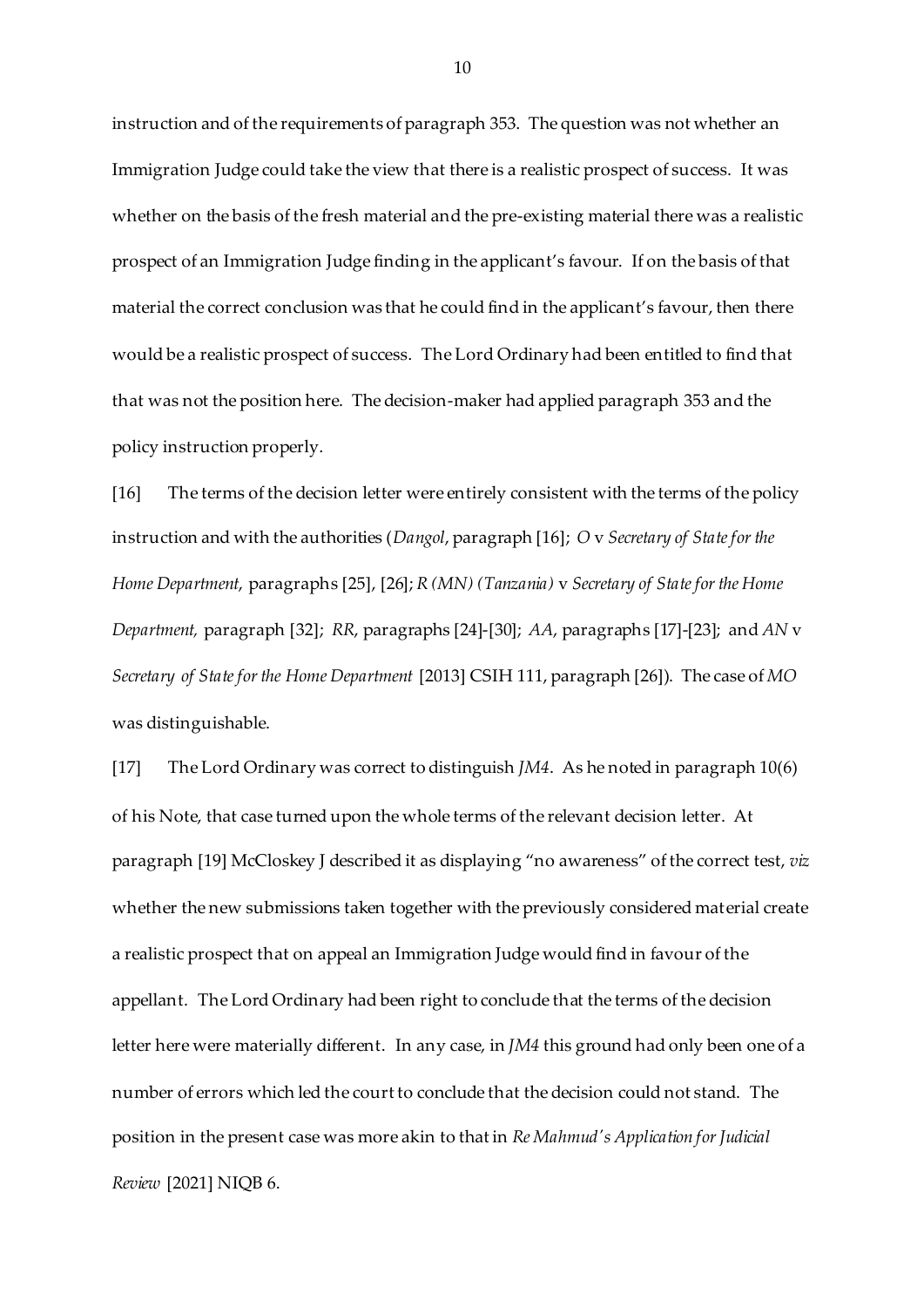instruction and of the requirements of paragraph 353. The question was not whether an Immigration Judge could take the view that there is a realistic prospect of success. It was whether on the basis of the fresh material and the pre-existing material there was a realistic prospect of an Immigration Judge finding in the applicant's favour. If on the basis of that material the correct conclusion was that he could find in the applicant's favour, then there would be a realistic prospect of success. The Lord Ordinary had been entitled to find that that was not the position here. The decision-maker had applied paragraph 353 and the policy instruction properly.

[16] The terms of the decision letter were entirely consistent with the terms of the policy instruction and with the authorities (*Dangol*, paragraph [16]; *O* v *Secretary of State for the Home Department*, paragraphs [25], [26]; *R (MN) (Tanzania)* v *Secretary of State for the Home Department*, paragraph [32]; *RR*, paragraphs [24]-[30]; *AA*, paragraphs [17]-[23]; and *AN* v *Secretary of State for the Home Department* [2013] CSIH 111, paragraph [26]). The case of *MO* was distinguishable.

[17] The Lord Ordinary was correct to distinguish *JM4*. As he noted in paragraph 10(6) of his Note, that case turned upon the whole terms of the relevant decision letter. At paragraph [19] McCloskey J described it as displaying "no awareness" of the correct test, *viz* whether the new submissions taken together with the previously considered material create a realistic prospect that on appeal an Immigration Judge would find in favour of the appellant. The Lord Ordinary had been right to conclude that the terms of the decision letter here were materially different. In any case, in *JM4* this ground had only been one of a number of errors which led the court to conclude that the decision could not stand. The position in the present case was more akin to that in *Re Mahmud's Application for Judicial Review* [2021] NIQB 6.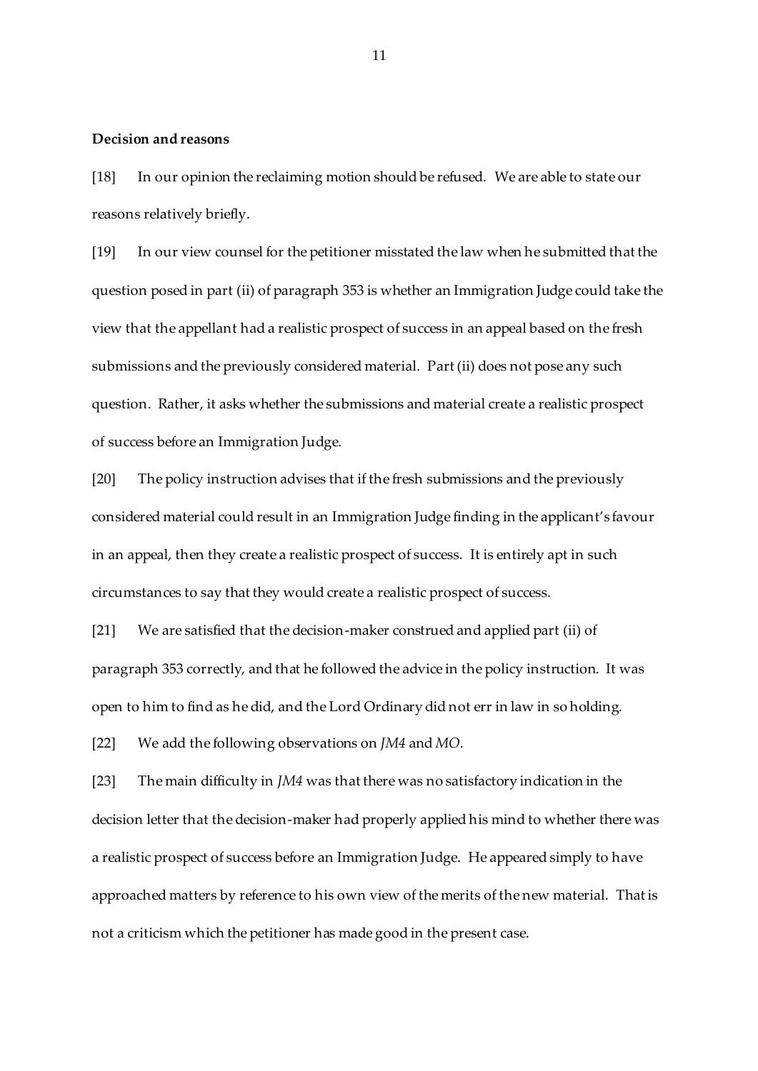**Decision and reasons**

[18] In our opinion the reclaiming motion should be refused. We are able to state our reasons relatively briefly.

[19] In our view counsel for the petitioner misstated the law when he submitted that the question posed in part (ii) of paragraph 353 is whether an Immigration Judge could take the view that the appellant had a realistic prospect of success in an appeal based on the fresh submissions and the previously considered material. Part (ii) does not pose any such question. Rather, it asks whether the submissions and material create a realistic prospect of success before an Immigration Judge.

[20] The policy instruction advises that if the fresh submissions and the previously considered material could result in an Immigration Judge finding in the applicant's favour in an appeal, then they create a realistic prospect of success. It is entirely apt in such circumstances to say that they would create a realistic prospect of success.

[21] We are satisfied that the decision-maker construed and applied part (ii) of paragraph 353 correctly, and that he followed the advice in the policy instruction. It was open to him to find as he did, and the Lord Ordinary did not err in law in so holding.

[22] We add the following observations on *JM4* and *MO*.

[23] The main difficulty in *JM4* was that there was no satisfactory indication in the decision letter that the decision-maker had properly applied his mind to whether there was a realistic prospect of success before an Immigration Judge. He appeared simply to have approached matters by reference to his own view of the merits of the new material. That is not a criticism which the petitioner has made good in the present case.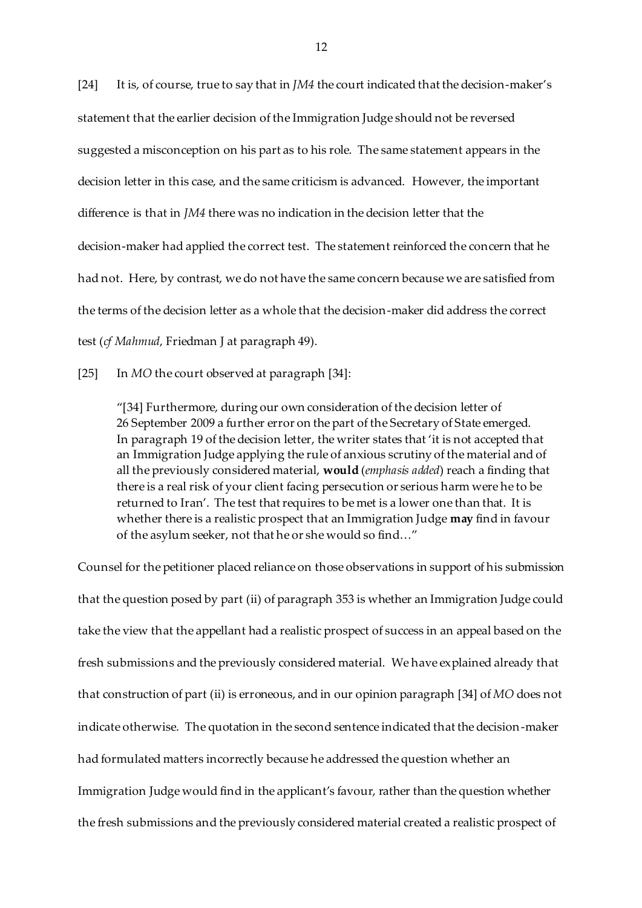[24] It is, of course, true to say that in *JM4* the court indicated that the decision-maker's statement that the earlier decision of the Immigration Judge should not be reversed suggested a misconception on his part as to his role. The same statement appears in the decision letter in this case, and the same criticism is advanced. However, the important difference is that in *JM4* there was no indication in the decision letter that the decision-maker had applied the correct test. The statement reinforced the concern that he had not. Here, by contrast, we do not have the same concern because we are satisfied from the terms of the decision letter as a whole that the decision-maker did address the correct test (*cf Mahmud*, Friedman J at paragraph 49).

[25] In *MO* the court observed at paragraph [34]:

> "[34] Furthermore, during our own consideration of the decision letter of 26 September 2009 a further error on the part of the Secretary of State emerged. In paragraph 19 of the decision letter, the writer states that 'it is not accepted that an Immigration Judge applying the rule of anxious scrutiny of the material and of all the previously considered material, **would** (*emphasis added*) reach a finding that there is a real risk of your client facing persecution or serious harm were he to be returned to Iran'. The test that requires to be met is a lower one than that. It is whether there is a realistic prospect that an Immigration Judge **may** find in favour of the asylum seeker, not that he or she would so find…"

Counsel for the petitioner placed reliance on those observations in support of his submission that the question posed by part (ii) of paragraph 353 is whether an Immigration Judge could take the view that the appellant had a realistic prospect of success in an appeal based on the fresh submissions and the previously considered material. We have explained already that that construction of part (ii) is erroneous, and in our opinion paragraph [34] of *MO* does not indicate otherwise. The quotation in the second sentence indicated that the decision-maker had formulated matters incorrectly because he addressed the question whether an Immigration Judge would find in the applicant's favour, rather than the question whether the fresh submissions and the previously considered material created a realistic prospect of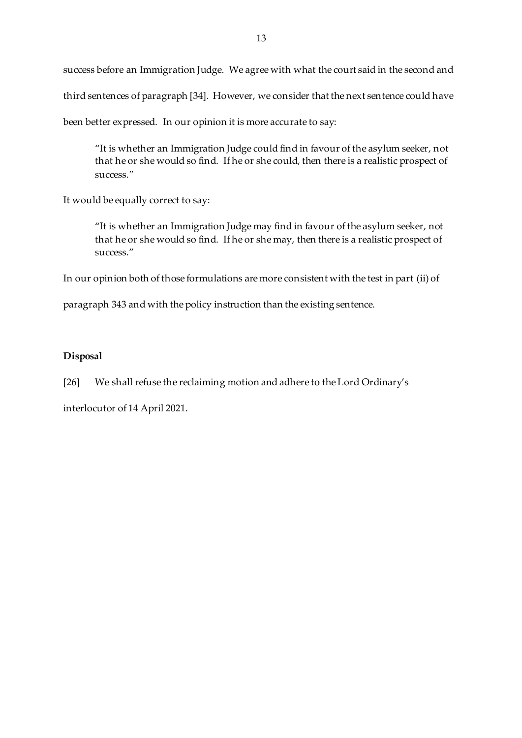success before an Immigration Judge. We agree with what the court said in the second and third sentences of paragraph [34]. However, we consider that the next sentence could have been better expressed. In our opinion it is more accurate to say:

> "It is whether an Immigration Judge could find in favour of the asylum seeker, not that he or she would so find. If he or she could, then there is a realistic prospect of success."

It would be equally correct to say:

> "It is whether an Immigration Judge may find in favour of the asylum seeker, not that he or she would so find. If he or she may, then there is a realistic prospect of success."

In our opinion both of those formulations are more consistent with the test in part (ii) of paragraph 343 and with the policy instruction than the existing sentence.

**Disposal**

[26] We shall refuse the reclaiming motion and adhere to the Lord Ordinary's interlocutor of 14 April 2021.